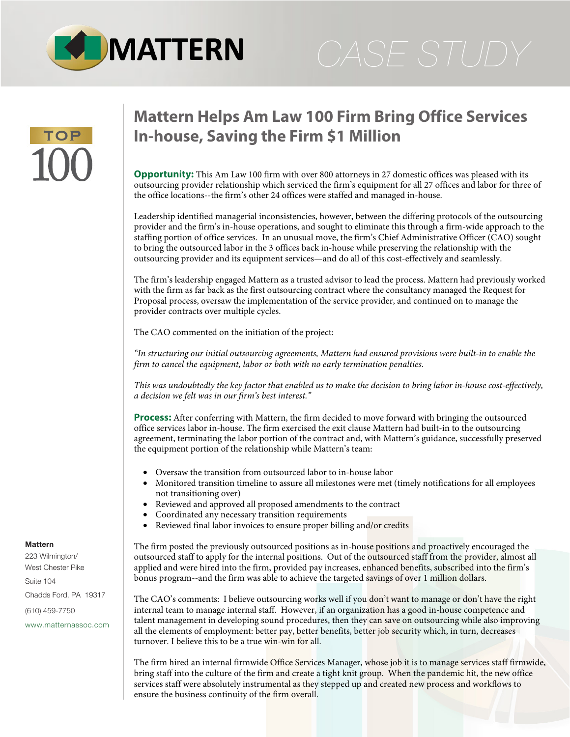# MATTERN

CASE STUDY

TOP 100

## Mattern Helps Am Law 100 Firm Bring Office Services In-house, Saving the Firm $1 Million

**Opportunity:** This Am Law 100 firm with over 800 attorneys in 27 domestic offices was pleased with its outsourcing provider relationship which serviced the firm's equipment for all 27 offices and labor for three of the office locations--the firm's other 24 offices were staffed and managed in-house.

Leadership identified managerial inconsistencies, however, between the differing protocols of the outsourcing provider and the firm's in-house operations, and sought to eliminate this through a firm-wide approach to the staffing portion of office services. In an unusual move, the firm's Chief Administrative Officer (CAO) sought to bring the outsourced labor in the 3 offices back in-house while preserving the relationship with the outsourcing provider and its equipment services—and do all of this cost-effectively and seamlessly.

The firm's leadership engaged Mattern as a trusted advisor to lead the process. Mattern had previously worked with the firm as far back as the first outsourcing contract where the consultancy managed the Request for Proposal process, oversaw the implementation of the service provider, and continued on to manage the provider contracts over multiple cycles.

The CAO commented on the initiation of the project:

*"In structuring our initial outsourcing agreements, Mattern had ensured provisions were built-in to enable the firm to cancel the equipment, labor or both with no early termination penalties.*

*This was undoubtedly the key factor that enabled us to make the decision to bring labor in-house cost-effectively, a decision we felt was in our firm's best interest."*

**Process:** After conferring with Mattern, the firm decided to move forward with bringing the outsourced office services labor in-house. The firm exercised the exit clause Mattern had built-in to the outsourcing agreement, terminating the labor portion of the contract and, with Mattern's guidance, successfully preserved the equipment portion of the relationship while Mattern's team:

- Oversaw the transition from outsourced labor to in-house labor
- Monitored transition timeline to assure all milestones were met (timely notifications for all employees not transitioning over)
- Reviewed and approved all proposed amendments to the contract
- Coordinated any necessary transition requirements
- Reviewed final labor invoices to ensure proper billing and/or credits

The firm posted the previously outsourced positions as in-house positions and proactively encouraged the outsourced staff to apply for the internal positions. Out of the outsourced staff from the provider, almost all applied and were hired into the firm, provided pay increases, enhanced benefits, subscribed into the firm's bonus program--and the firm was able to achieve the targeted savings of over 1 million dollars.

The CAO's comments: I believe outsourcing works well if you don't want to manage or don't have the right internal team to manage internal staff. However, if an organization has a good in-house competence and talent management in developing sound procedures, then they can save on outsourcing while also improving all the elements of employment: better pay, better benefits, better job security which, in turn, decreases turnover. I believe this to be a true win-win for all.

The firm hired an internal firmwide Office Services Manager, whose job it is to manage services staff firmwide, bring staff into the culture of the firm and create a tight knit group. When the pandemic hit, the new office services staff were absolutely instrumental as they stepped up and created new process and workflows to ensure the business continuity of the firm overall.

**Mattern**
223 Wilmington/
West Chester Pike
Suite 104
Chadds Ford, PA 19317
(610) 459-7750
www.matternassoc.com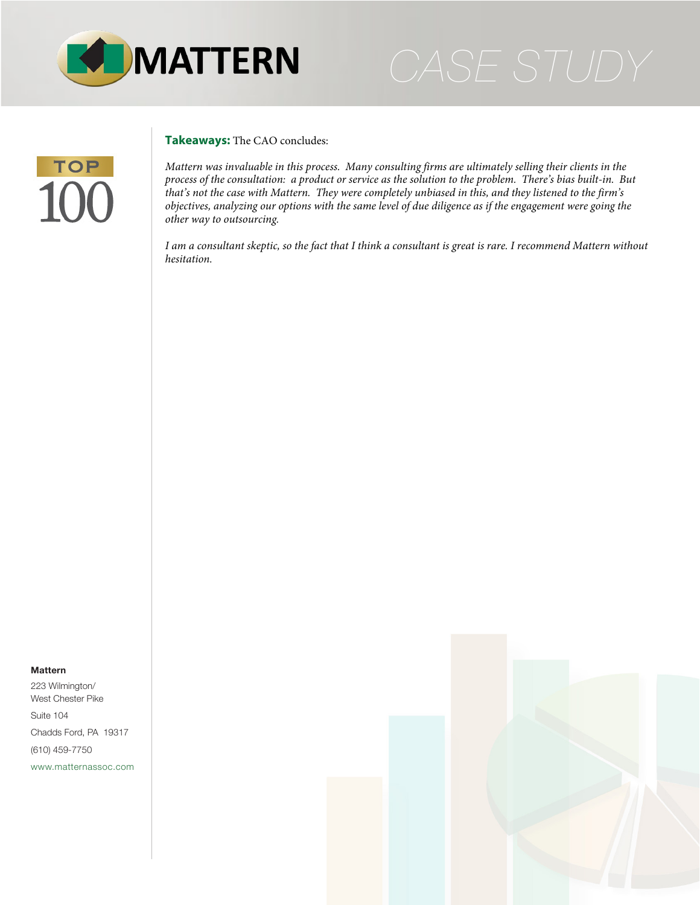**Takeaways:** The CAO concludes:

*Mattern was invaluable in this process. Many consulting firms are ultimately selling their clients in the process of the consultation: a product or service as the solution to the problem. There's bias built-in. But that's not the case with Mattern. They were completely unbiased in this, and they listened to the firm's objectives, analyzing our options with the same level of due diligence as if the engagement were going the other way to outsourcing.*

*I am a consultant skeptic, so the fact that I think a consultant is great is rare. I recommend Mattern without hesitation.*

**Mattern**

223 Wilmington/
West Chester Pike

Suite 104

Chadds Ford, PA 19317

(610) 459-7750

www.matternassoc.com